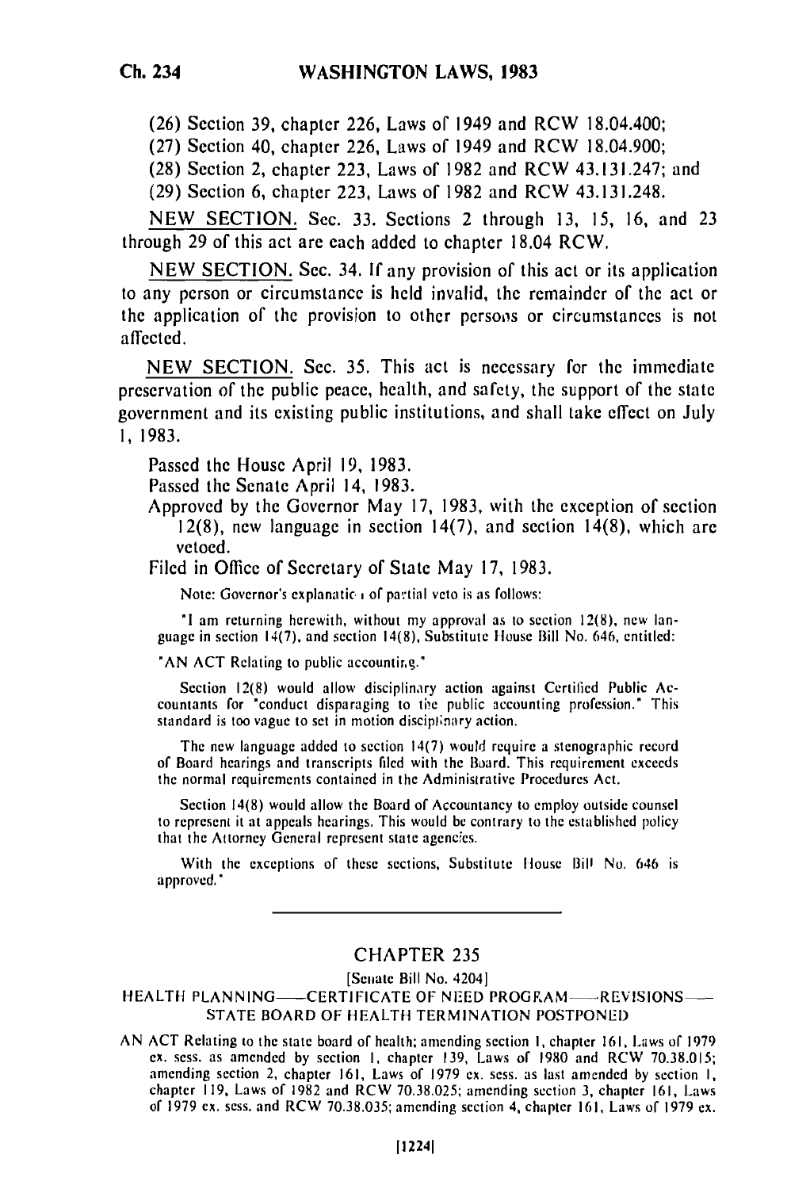(26) Section 39, chapter 226, Laws of 1949 and RCW 18.04.400;

(27) Section 40, chapter 226, Laws of 1949 and RCW 18.04.900;

(28) Section 2, chapter 223, Laws of 1982 and RCW 43.131.247; and

(29) Section 6, chapter 223, Laws of 1982 and RCW 43.131.248.

NEW SECTION. Sec. 33. Sections 2 through 13, 15, 16, and 23 through 29 of this act are each added to chapter 18.04 RCW.

NEW SECTION. Sec. 34. If any provision of this act or its application to any person or circumstance is held invalid, the remainder of the act or the application of the provision to other persons or circumstances is not affected.

NEW SECTION. Sec. 35. This act is necessary for the immediate preservation of the public peace, health, and safety, the support of the state government and its existing public institutions, and shall take effect on July 1, 1983.

Passed the House April 19, 1983.

Passed the Senate April 14, 1983.

Approved by the Governor May 17, 1983, with the exception of section 12(8), new language in section 14(7), and section 14(8), which are vetoed.

Filed in Office of Secretary of State May 17, 1983.

Note: Governor's explanation of partial veto is as follows:

"I am returning herewith, without my approval as to section 12(8), new language in section 14(7), and section 14(8), Substitute House Bill No. 646, entitled:

"AN ACT Relating to public accounting."

Section 12(8) would allow disciplinary action against Certified Public Accountants for "conduct disparaging to the public accounting profession." This standard is too vague to set in motion disciplinary action.

The new language added to section 14(7) would require a stenographic record of Board hearings and transcripts filed with the Board. This requirement exceeds the normal requirements contained in the Administrative Procedures Act.

Section 14(8) would allow the Board of Accountancy to employ outside counsel to represent it at appeals hearings. This would be contrary to the established policy that the Attorney General represent state agencies.

With the exceptions of these sections, Substitute House Bill No. 646 is approved."

---

## CHAPTER 235

[Senate Bill No. 4204]

HEALTH PLANNING—CERTIFICATE OF NEED PROGRAM—REVISIONS—STATE BOARD OF HEALTH TERMINATION POSTPONED

AN ACT Relating to the state board of health; amending section 1, chapter 161, Laws of 1979 ex. sess. as amended by section 1, chapter 139, Laws of 1980 and RCW 70.38.015; amending section 2, chapter 161, Laws of 1979 ex. sess. as last amended by section 1, chapter 119, Laws of 1982 and RCW 70.38.025; amending section 3, chapter 161, Laws of 1979 ex. sess. and RCW 70.38.035; amending section 4, chapter 161, Laws of 1979 ex.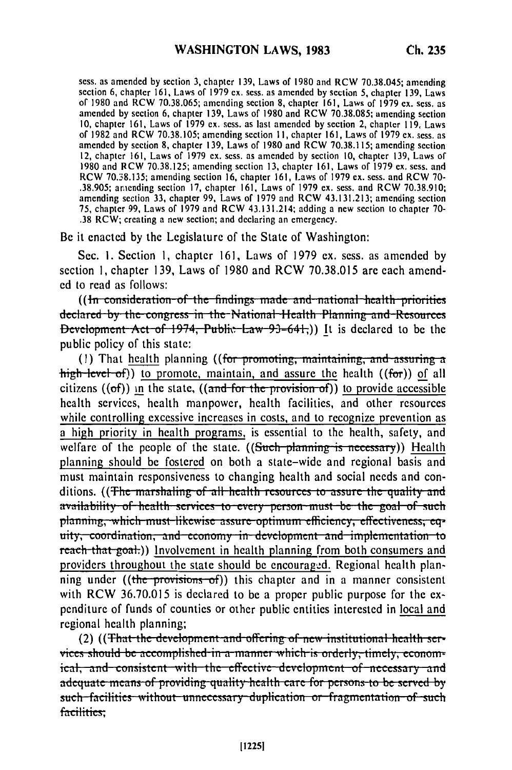sess. as amended by section 3, chapter 139, Laws of 1980 and RCW 70.38.045; amending section 6, chapter 161, Laws of 1979 ex. sess. as amended by section 5, chapter 139, Laws of 1980 and RCW 70.38.065; amending section 8, chapter 161, Laws of 1979 ex. sess. as amended by section 6, chapter 139, Laws of 1980 and RCW 70.38.085; amending section 10, chapter 161, Laws of 1979 ex. sess. as last amended by section 2, chapter 119, Laws of 1982 and RCW 70.38.105; amending section 11, chapter 161, Laws of 1979 ex. sess. as amended by section 8, chapter 139, Laws of 1980 and RCW 70.38.115; amending section 12, chapter 161, Laws of 1979 ex. sess. as amended by section 10, chapter 139, Laws of 1980 and RCW 70.38.125; amending section 13, chapter 161, Laws of 1979 ex. sess. and RCW 70.38.135; amending section 16, chapter 161, Laws of 1979 ex. sess. and RCW 70-.38.905; amending section 17, chapter 161, Laws of 1979 ex. sess. and RCW 70.38.910; amending section 33, chapter 99, Laws of 1979 and RCW 43.131.213; amending section 75, chapter 99, Laws of 1979 and RCW 43.131.214; adding a new section to chapter 70-.38 RCW; creating a new section; and declaring an emergency.

Be it enacted by the Legislature of the State of Washington:

Sec. 1. Section 1, chapter 161, Laws of 1979 ex. sess. as amended by section 1, chapter 139, Laws of 1980 and RCW 70.38.015 are each amended to read as follows:

((~~In consideration of the findings made and national health priorities declared by the congress in the National Health Planning and Resources Development Act of 1974, Public Law 93-641,~~)) It is declared to be the public policy of this state:

(1) That health planning ((~~for promoting, maintaining, and assuring a high level of~~)) to promote, maintain, and assure the health ((~~for~~)) of all citizens ((~~of~~)) in the state, ((~~and for the provision of~~)) to provide accessible health services, health manpower, health facilities, and other resources while controlling excessive increases in costs, and to recognize prevention as a high priority in health programs, is essential to the health, safety, and welfare of the people of the state. ((~~Such planning is necessary~~)) Health planning should be fostered on both a state-wide and regional basis and must maintain responsiveness to changing health and social needs and conditions. ((~~The marshaling of all health resources to assure the quality and availability of health services to every person must be the goal of such planning, which must likewise assure optimum efficiency, effectiveness, equity, coordination, and economy in development and implementation to reach that goal.~~)) Involvement in health planning from both consumers and providers throughout the state should be encouraged. Regional health planning under ((~~the provisions of~~)) this chapter and in a manner consistent with RCW 36.70.015 is declared to be a proper public purpose for the expenditure of funds of counties or other public entities interested in local and regional health planning;

(2) ((~~That the development and offering of new institutional health services should be accomplished in a manner which is orderly, timely, economical, and consistent with the effective development of necessary and adequate means of providing quality health care for persons to be served by such facilities without unnecessary duplication or fragmentation of such facilities;~~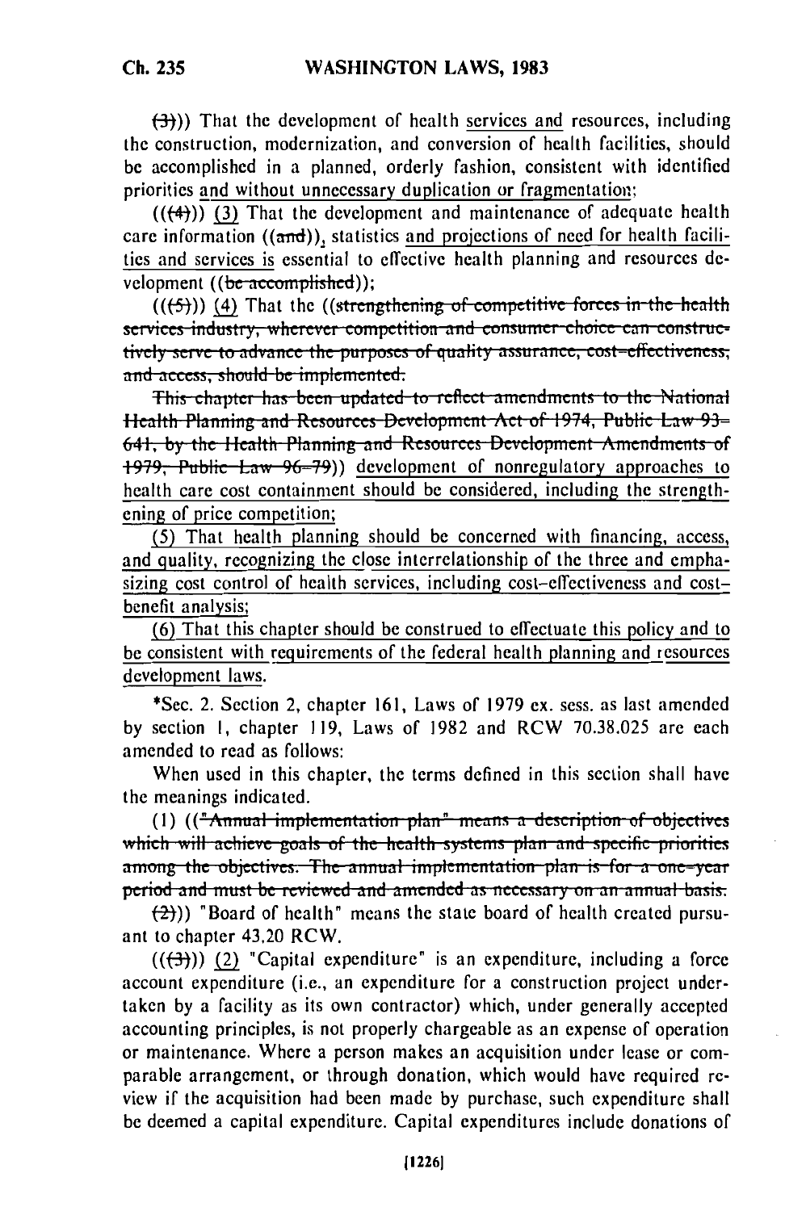((3))) That the development of health services and resources, including the construction, modernization, and conversion of health facilities, should be accomplished in a planned, orderly fashion, consistent with identified priorities and without unnecessary duplication or fragmentation;

(((4))) (3) That the development and maintenance of adequate health care information ((and)), statistics and projections of need for health facilities and services is essential to effective health planning and resources development ((be accomplished));

(((5))) (4) That the ((strengthening of competitive forces in the health services industry, wherever competition and consumer choice can constructively serve to advance the purposes of quality assurance, cost-effectiveness, and access, should be implemented.

This chapter has been updated to reflect amendments to the National Health Planning and Resources Development Act of 1974, Public Law 93-641, by the Health Planning and Resources Development Amendments of 1979, Public Law 96-79)) development of nonregulatory approaches to health care cost containment should be considered, including the strengthening of price competition;

(5) That health planning should be concerned with financing, access, and quality, recognizing the close interrelationship of the three and emphasizing cost control of health services, including cost-effectiveness and cost-benefit analysis;

(6) That this chapter should be construed to effectuate this policy and to be consistent with requirements of the federal health planning and resources development laws.

*Sec. 2. Section 2, chapter 161, Laws of 1979 ex. sess. as last amended by section 1, chapter 119, Laws of 1982 and RCW 70.38.025 are each amended to read as follows:

When used in this chapter, the terms defined in this section shall have the meanings indicated.

(1) (("Annual implementation plan" means a description of objectives which will achieve goals of the health systems plan and specific priorities among the objectives. The annual implementation plan is for a one-year period and must be reviewed and amended as necessary on an annual basis.

(2))) "Board of health" means the state board of health created pursuant to chapter 43.20 RCW.

(((3))) (2) "Capital expenditure" is an expenditure, including a force account expenditure (i.e., an expenditure for a construction project undertaken by a facility as its own contractor) which, under generally accepted accounting principles, is not properly chargeable as an expense of operation or maintenance. Where a person makes an acquisition under lease or comparable arrangement, or through donation, which would have required review if the acquisition had been made by purchase, such expenditure shall be deemed a capital expenditure. Capital expenditures include donations of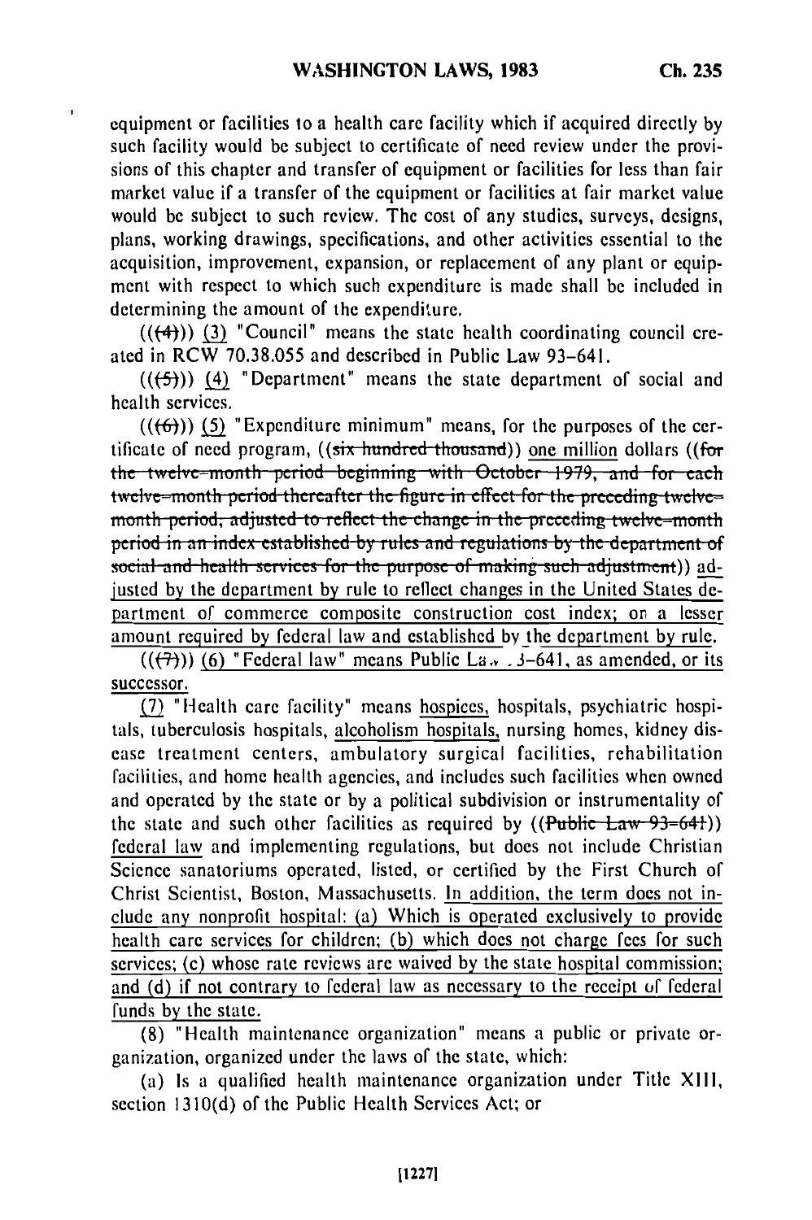equipment or facilities to a health care facility which if acquired directly by such facility would be subject to certificate of need review under the provisions of this chapter and transfer of equipment or facilities for less than fair market value if a transfer of the equipment or facilities at fair market value would be subject to such review. The cost of any studies, surveys, designs, plans, working drawings, specifications, and other activities essential to the acquisition, improvement, expansion, or replacement of any plant or equipment with respect to which such expenditure is made shall be included in determining the amount of the expenditure.

(((4))) (3) "Council" means the state health coordinating council created in RCW 70.38.055 and described in Public Law 93-641.

(((5))) (4) "Department" means the state department of social and health services.

(((6))) (5) "Expenditure minimum" means, for the purposes of the certificate of need program, ((six hundred thousand)) one million dollars ((for the twelve-month period beginning with October 1979, and for each twelve-month period thereafter the figure in effect for the preceding twelve-month period, adjusted to reflect the change in the preceding twelve-month period in an index established by rules and regulations by the department of social and health services for the purpose of making such adjustment)) adjusted by the department by rule to reflect changes in the United States department of commerce composite construction cost index; or a lesser amount required by federal law and established by the department by rule.

(((7))) (6) "Federal law" means Public Law 93-641, as amended, or its successor.

(7) "Health care facility" means hospices, hospitals, psychiatric hospitals, tuberculosis hospitals, alcoholism hospitals, nursing homes, kidney disease treatment centers, ambulatory surgical facilities, rehabilitation facilities, and home health agencies, and includes such facilities when owned and operated by the state or by a political subdivision or instrumentality of the state and such other facilities as required by ((Public Law 93-641)) federal law and implementing regulations, but does not include Christian Science sanatoriums operated, listed, or certified by the First Church of Christ Scientist, Boston, Massachusetts. In addition, the term does not include any nonprofit hospital: (a) Which is operated exclusively to provide health care services for children; (b) which does not charge fees for such services; (c) whose rate reviews are waived by the state hospital commission; and (d) if not contrary to federal law as necessary to the receipt of federal funds by the state.

(8) "Health maintenance organization" means a public or private organization, organized under the laws of the state, which:

(a) Is a qualified health maintenance organization under Title XIII, section 1310(d) of the Public Health Services Act; or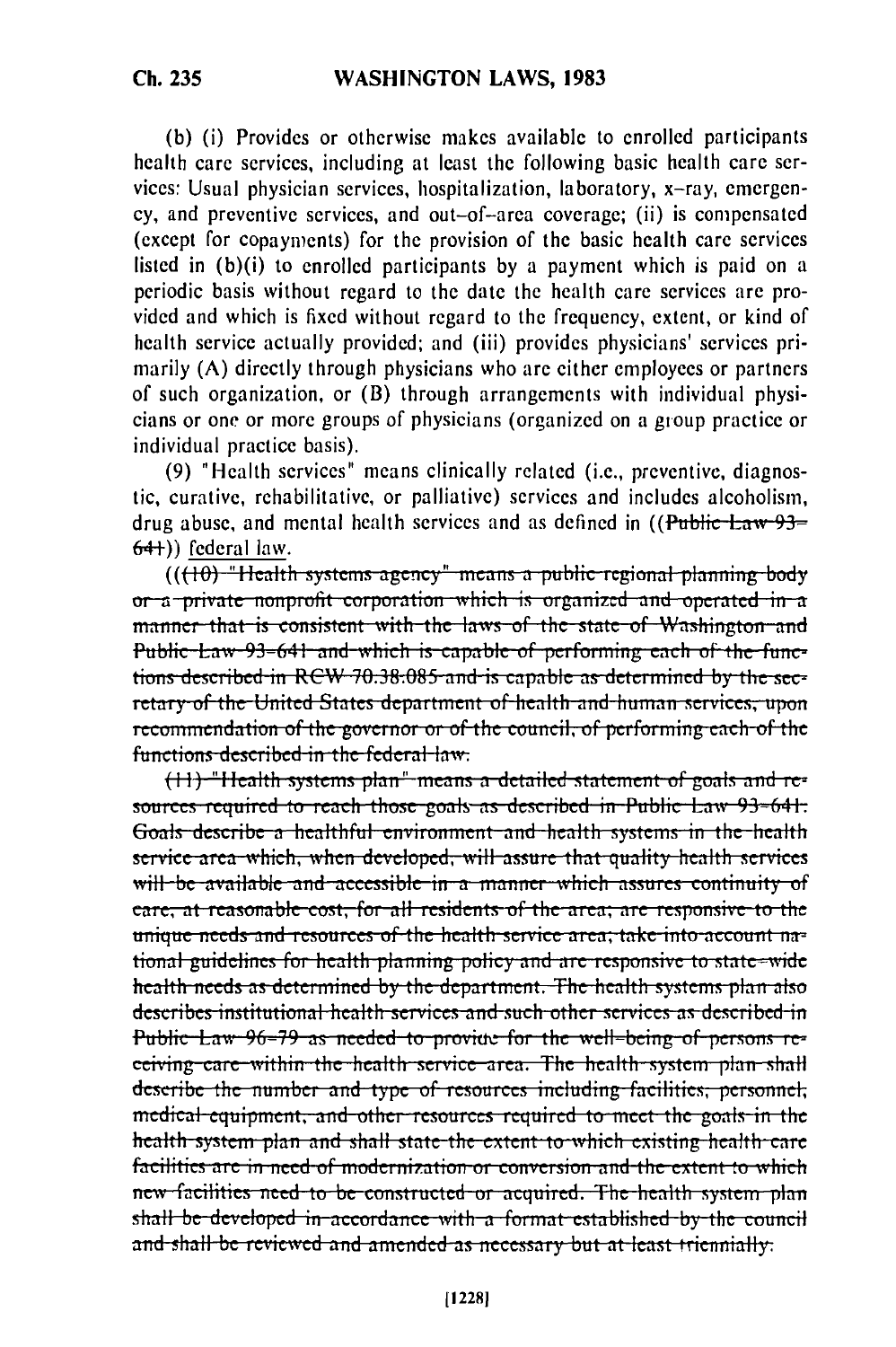(b) (i) Provides or otherwise makes available to enrolled participants health care services, including at least the following basic health care services: Usual physician services, hospitalization, laboratory, x-ray, emergency, and preventive services, and out-of-area coverage; (ii) is compensated (except for copayments) for the provision of the basic health care services listed in (b)(i) to enrolled participants by a payment which is paid on a periodic basis without regard to the date the health care services are provided and which is fixed without regard to the frequency, extent, or kind of health service actually provided; and (iii) provides physicians' services primarily (A) directly through physicians who are either employees or partners of such organization, or (B) through arrangements with individual physicians or one or more groups of physicians (organized on a group practice or individual practice basis).

(9) "Health services" means clinically related (i.e., preventive, diagnostic, curative, rehabilitative, or palliative) services and includes alcoholism, drug abuse, and mental health services and as defined in ((~~Public Law 93-641~~)) federal law.

((~~(10) "Health systems agency" means a public regional planning body or a private nonprofit corporation which is organized and operated in a manner that is consistent with the laws of the state of Washington and Public Law 93-641 and which is capable of performing each of the functions described in RCW 70.38.085 and is capable as determined by the secretary of the United States department of health and human services, upon recommendation of the governor or of the council, of performing each of the functions described in the federal law.~~

~~(11) "Health systems plan" means a detailed statement of goals and resources required to reach those goals as described in Public Law 93-641. Goals describe a healthful environment and health systems in the health service area which, when developed, will assure that quality health services will be available and accessible in a manner which assures continuity of care, at reasonable cost, for all residents of the area; are responsive to the unique needs and resources of the health service area; take into account national guidelines for health planning policy and are responsive to state-wide health needs as determined by the department. The health systems plan also describes institutional health services and such other services as described in Public Law 96-79 as needed to provide for the well-being of persons receiving care within the health service area. The health system plan shall describe the number and type of resources including facilities, personnel, medical equipment, and other resources required to meet the goals in the health system plan and shall state the extent to which existing health care facilities are in need of modernization or conversion and the extent to which new facilities need to be constructed or acquired. The health system plan shall be developed in accordance with a format established by the council and shall be reviewed and amended as necessary but at least triennially.~~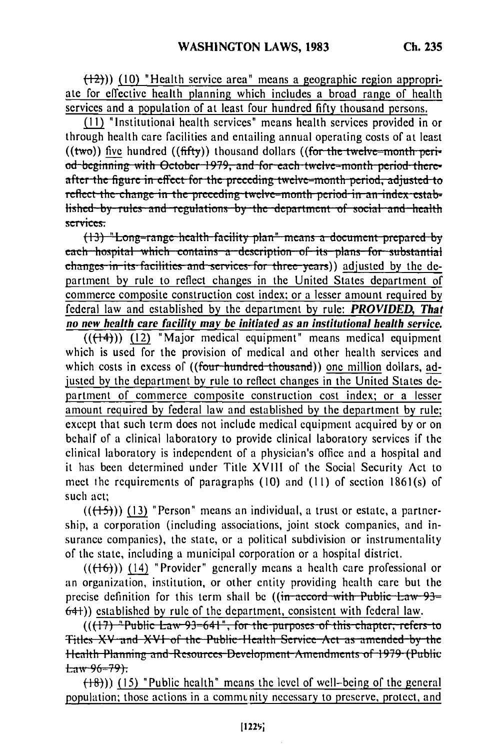((12))) (10) "Health service area" means a geographic region appropriate for effective health planning which includes a broad range of health services and a population of at least four hundred fifty thousand persons.

(11) "Institutional health services" means health services provided in or through health care facilities and entailing annual operating costs of at least ((two)) five hundred ((fifty)) thousand dollars ((for the twelve-month period beginning with October 1979, and for each twelve-month period thereafter the figure in effect for the preceding twelve-month period, adjusted to reflect the change in the preceding twelve-month period in an index established by rules and regulations by the department of social and health services.

(13) "Long-range health facility plan" means a document prepared by each hospital which contains a description of its plans for substantial changes in its facilities and services for three years)) adjusted by the department by rule to reflect changes in the United States department of commerce composite construction cost index; or a lesser amount required by federal law and established by the department by rule: ***PROVIDED, That no new health care facility may be initiated as an institutional health service.***

(((14))) (12) "Major medical equipment" means medical equipment which is used for the provision of medical and other health services and which costs in excess of ((four hundred thousand)) one million dollars, adjusted by the department by rule to reflect changes in the United States department of commerce composite construction cost index; or a lesser amount required by federal law and established by the department by rule; except that such term does not include medical equipment acquired by or on behalf of a clinical laboratory to provide clinical laboratory services if the clinical laboratory is independent of a physician's office and a hospital and it has been determined under Title XVIII of the Social Security Act to meet the requirements of paragraphs (10) and (11) of section 1861(s) of such act;

(((15))) (13) "Person" means an individual, a trust or estate, a partnership, a corporation (including associations, joint stock companies, and insurance companies), the state, or a political subdivision or instrumentality of the state, including a municipal corporation or a hospital district.

(((16))) (14) "Provider" generally means a health care professional or an organization, institution, or other entity providing health care but the precise definition for this term shall be ((in accord with Public Law 93-641)) established by rule of the department, consistent with federal law.

(((17) "Public Law 93-641", for the purposes of this chapter, refers to Titles XV and XVI of the Public Health Service Act as amended by the Health Planning and Resources Development Amendments of 1979 (Public Law 96-79).

(18))) (15) "Public health" means the level of well-being of the general population; those actions in a community necessary to preserve, protect, and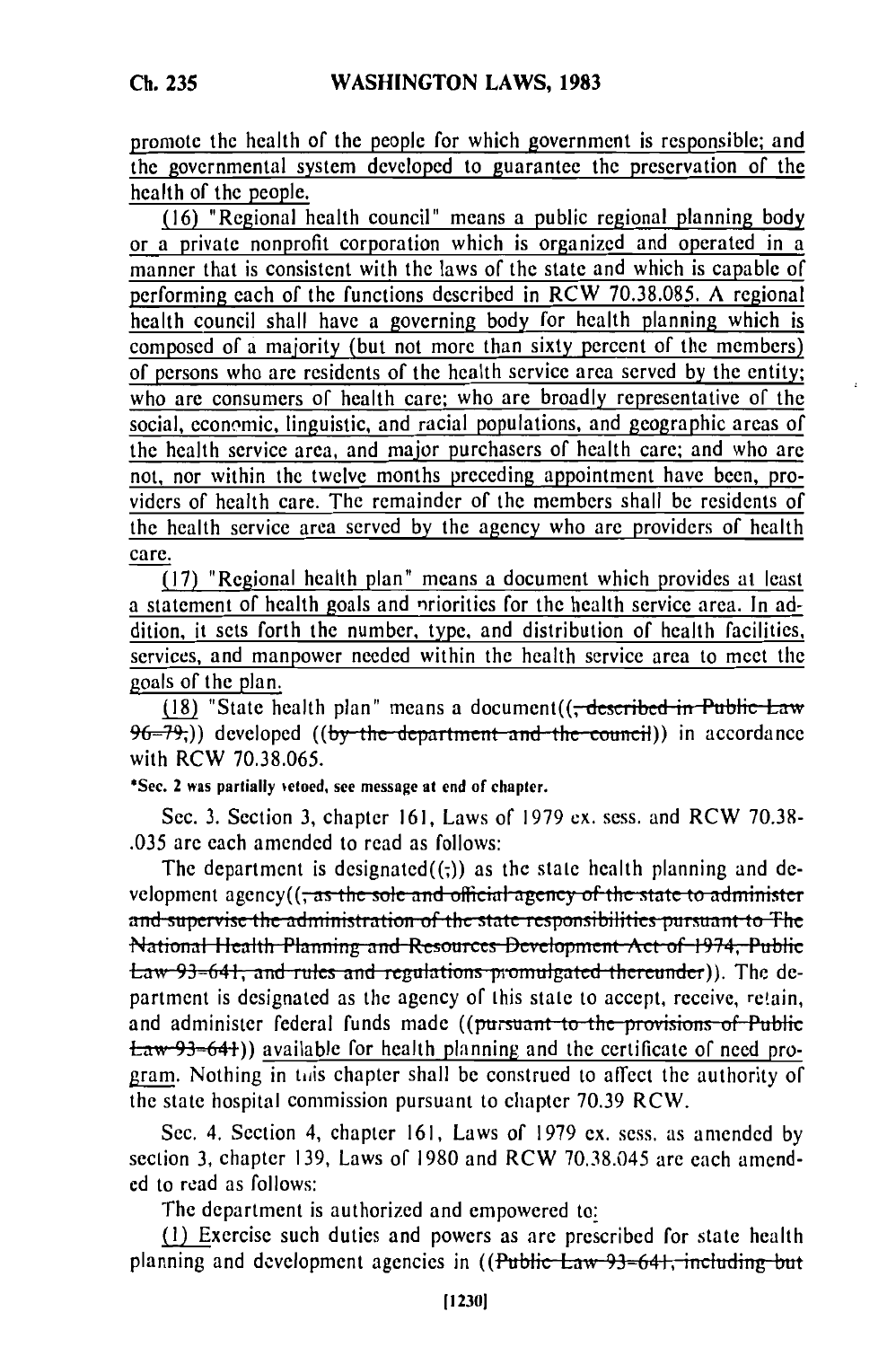promote the health of the people for which government is responsible; and the governmental system developed to guarantee the preservation of the health of the people.

(16) "Regional health council" means a public regional planning body or a private nonprofit corporation which is organized and operated in a manner that is consistent with the laws of the state and which is capable of performing each of the functions described in RCW 70.38.085. A regional health council shall have a governing body for health planning which is composed of a majority (but not more than sixty percent of the members) of persons who are residents of the health service area served by the entity; who are consumers of health care; who are broadly representative of the social, economic, linguistic, and racial populations, and geographic areas of the health service area, and major purchasers of health care; and who are not, nor within the twelve months preceding appointment have been, providers of health care. The remainder of the members shall be residents of the health service area served by the agency who are providers of health care.

(17) "Regional health plan" means a document which provides at least a statement of health goals and priorities for the health service area. In addition, it sets forth the number, type, and distribution of health facilities, services, and manpower needed within the health service area to meet the goals of the plan.

(18) "State health plan" means a document((, described in Public Law 96-79,)) developed ((by the department and the council)) in accordance with RCW 70.38.065.

*Sec. 2 was partially vetoed, see message at end of chapter.

Sec. 3. Section 3, chapter 161, Laws of 1979 ex. sess. and RCW 70.38.035 are each amended to read as follows:

The department is designated((;)) as the state health planning and development agency((, as the sole and official agency of the state to administer and supervise the administration of the state responsibilities pursuant to The National Health Planning and Resources Development Act of 1974, Public Law 93-641, and rules and regulations promulgated thereunder)). The department is designated as the agency of this state to accept, receive, retain, and administer federal funds made ((pursuant to the provisions of Public Law 93-641)) available for health planning and the certificate of need program. Nothing in this chapter shall be construed to affect the authority of the state hospital commission pursuant to chapter 70.39 RCW.

Sec. 4. Section 4, chapter 161, Laws of 1979 ex. sess. as amended by section 3, chapter 139, Laws of 1980 and RCW 70.38.045 are each amended to read as follows:

The department is authorized and empowered to:

(1) Exercise such duties and powers as are prescribed for state health planning and development agencies in ((Public Law 93-641, including but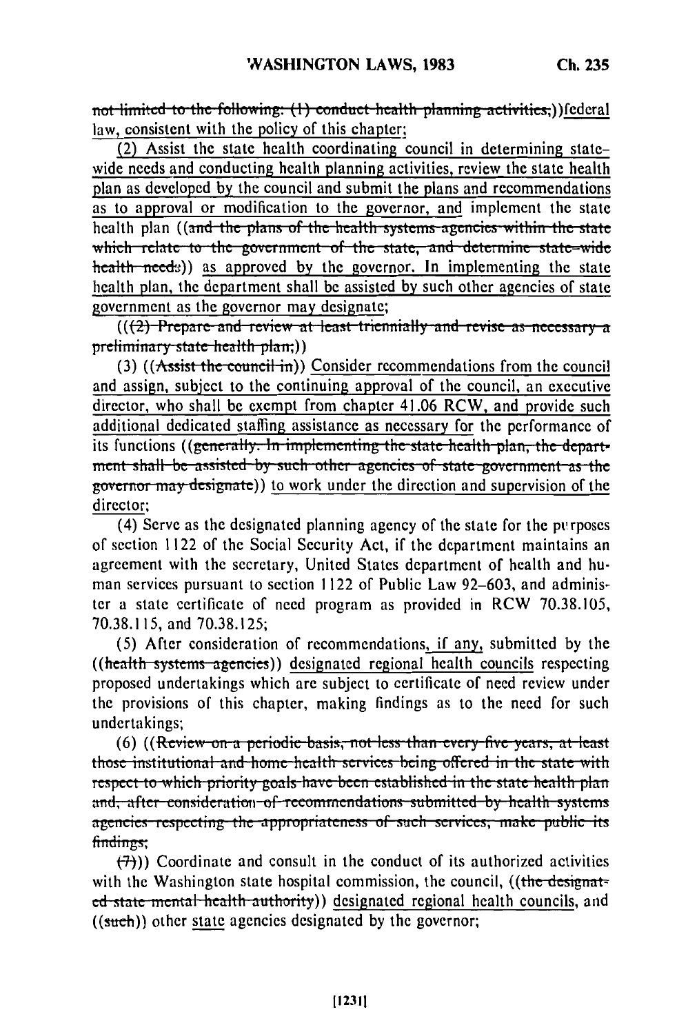not limited to the following: (1) conduct health planning activities;))federal law, consistent with the policy of this chapter;

(2) Assist the state health coordinating council in determining statewide needs and conducting health planning activities, review the state health plan as developed by the council and submit the plans and recommendations as to approval or modification to the governor, and implement the state health plan ((and the plans of the health systems agencies within the state which relate to the government of the state, and determine state-wide health needs)) as approved by the governor. In implementing the state health plan, the department shall be assisted by such other agencies of state government as the governor may designate;

(((2) Prepare and review at least triennially and revise as necessary a preliminary state health plan;))

(3) ((Assist the council in)) Consider recommendations from the council and assign, subject to the continuing approval of the council, an executive director, who shall be exempt from chapter 41.06 RCW, and provide such additional dedicated staffing assistance as necessary for the performance of its functions ((generally. In implementing the state health plan, the department shall be assisted by such other agencies of state government as the governor may designate)) to work under the direction and supervision of the director;

(4) Serve as the designated planning agency of the state for the purposes of section 1122 of the Social Security Act, if the department maintains an agreement with the secretary, United States department of health and human services pursuant to section 1122 of Public Law 92-603, and administer a state certificate of need program as provided in RCW 70.38.105, 70.38.115, and 70.38.125;

(5) After consideration of recommendations, if any, submitted by the ((health systems agencies)) designated regional health councils respecting proposed undertakings which are subject to certificate of need review under the provisions of this chapter, making findings as to the need for such undertakings;

(6) ((Review on a periodic basis, not less than every five years, at least those institutional and home health services being offered in the state with respect to which priority goals have been established in the state health plan and, after consideration of recommendations submitted by health systems agencies respecting the appropriateness of such services, make public its findings;

(7))) Coordinate and consult in the conduct of its authorized activities with the Washington state hospital commission, the council, ((the designated state mental health authority)) designated regional health councils, and ((such)) other state agencies designated by the governor;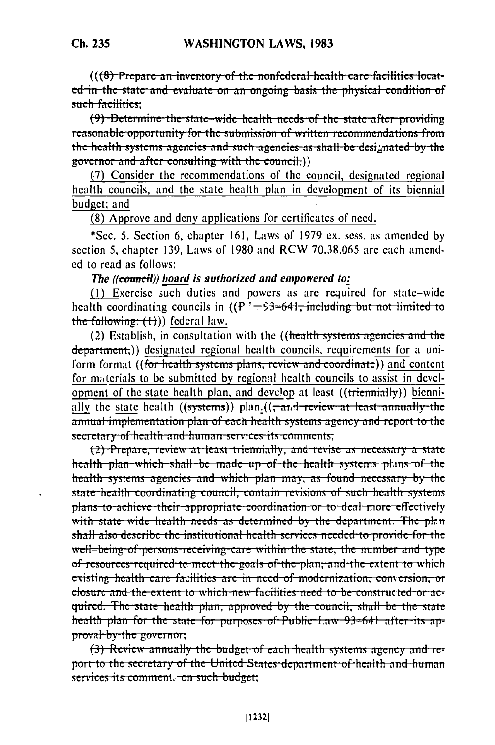((~~(8) Prepare an inventory of the nonfederal health care facilities located in the state and evaluate on an ongoing basis the physical condition of such facilities;~~

~~(9) Determine the state-wide health needs of the state after providing reasonable opportunity for the submission of written recommendations from the health systems agencies and such agencies as shall be designated by the governor and after consulting with the council.~~))

(7) Consider the recommendations of the council, designated regional health councils, and the state health plan in development of its biennial budget; and

(8) Approve and deny applications for certificates of need.

*Sec. 5. Section 6, chapter 161, Laws of 1979 ex. sess. as amended by section 5, chapter 139, Laws of 1980 and RCW 70.38.065 are each amended to read as follows:

***The ((~~council~~)) board is authorized and empowered to:***

(1) Exercise such duties and powers as are required for state-wide health coordinating councils in ((~~P.L. 93-641, including but not limited to the following: (1)~~)) federal law.

(2) Establish, in consultation with the ((~~health systems agencies and the department,~~)) designated regional health councils, requirements for a uniform format ((~~for health systems plans, review and coordinate~~)) and content for materials to be submitted by regional health councils to assist in development of the state health plan, and develop at least ((~~triennially~~)) biennially the state health ((~~systems~~)) plan.((~~, and review at least annually the annual implementation plan of each health systems agency and report to the secretary of health and human services its comments;~~

~~(2) Prepare, review at least triennially, and revise as necessary a state health plan which shall be made up of the health systems plans of the health systems agencies and which plan may, as found necessary by the state health coordinating council, contain revisions of such health systems plans to achieve their appropriate coordination or to deal more effectively with state-wide health needs as determined by the department. The plan shall also describe the institutional health services needed to provide for the well-being of persons receiving care within the state, the number and type of resources required to meet the goals of the plan, and the extent to which existing health care facilities are in need of modernization, conversion, or closure and the extent to which new facilities need to be constructed or acquired. The state health plan, approved by the council, shall be the state health plan for the state for purposes of Public Law 93-641 after its approval by the governor;~~

~~(3) Review annually the budget of each health systems agency and report to the secretary of the United States department of health and human services its comments on such budget;~~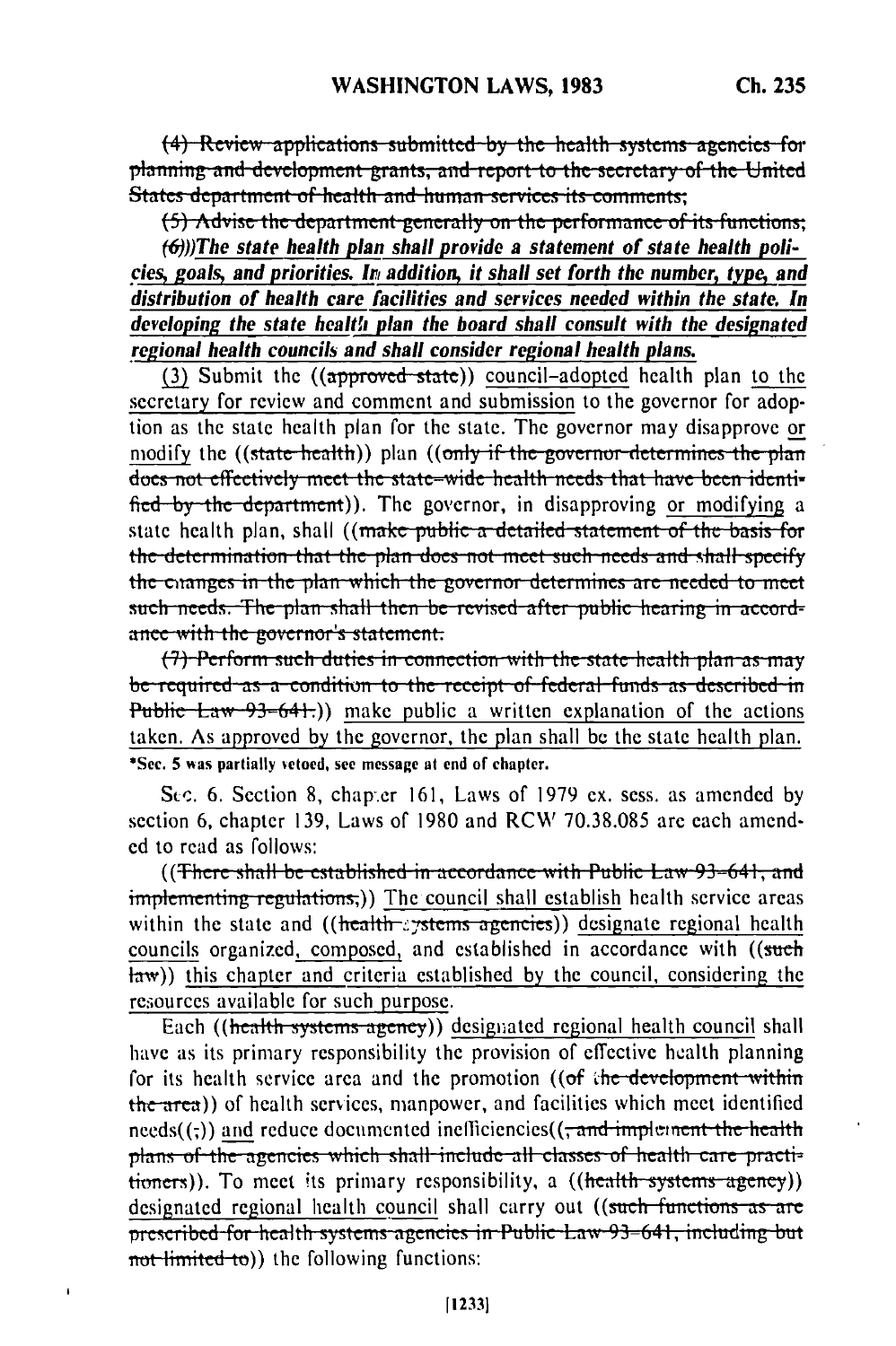~~(4) Review applications submitted by the health systems agencies for planning and development grants, and report to the secretary of the United States department of health and human services its comments;~~

~~(5) Advise the department generally on the performance of its functions;~~

~~(6)~~))*The state health plan shall provide a statement of state health policies, goals, and priorities. In addition, it shall set forth the number, type, and distribution of health care facilities and services needed within the state. In developing the state health plan the board shall consult with the designated regional health councils and shall consider regional health plans.*

(3) Submit the ((~~approved state~~)) council-adopted health plan to the secretary for review and comment and submission to the governor for adoption as the state health plan for the state. The governor may disapprove or modify the ((~~state health~~)) plan ((~~only if the governor determines the plan does not effectively meet the state-wide health needs that have been identified by the department~~)). The governor, in disapproving or modifying a state health plan, shall ((~~make public a detailed statement of the basis for the determination that the plan does not meet such needs and shall specify the changes in the plan which the governor determines are needed to meet such needs. The plan shall then be revised after public hearing in accordance with the governor's statement.~~

~~(7) Perform such duties in connection with the state health plan as may be required as a condition to the receipt of federal funds as described in Public Law 93-641.~~)) make public a written explanation of the actions taken. As approved by the governor, the plan shall be the state health plan.

*Sec. 5 was partially vetoed, see message at end of chapter.

Sec. 6. Section 8, chapter 161, Laws of 1979 ex. sess. as amended by section 6, chapter 139, Laws of 1980 and RCW 70.38.085 are each amended to read as follows:

((~~There shall be established in accordance with Public Law 93-641, and implementing regulations,~~)) The council shall establish health service areas within the state and ((~~health systems agencies~~)) designate regional health councils organized, composed, and established in accordance with ((~~such law~~)) this chapter and criteria established by the council, considering the resources available for such purpose.

Each ((~~health systems agency~~)) designated regional health council shall have as its primary responsibility the provision of effective health planning for its health service area and the promotion ((~~of the development within the area~~)) of health services, manpower, and facilities which meet identified needs((~~;~~)) and reduce documented inefficiencies((~~, and implement the health plans of the agencies which shall include all classes of health care practitioners~~)). To meet its primary responsibility, a ((~~health systems agency~~)) designated regional health council shall carry out ((~~such functions as are prescribed for health systems agencies in Public Law 93-641, including but not limited to~~)) the following functions: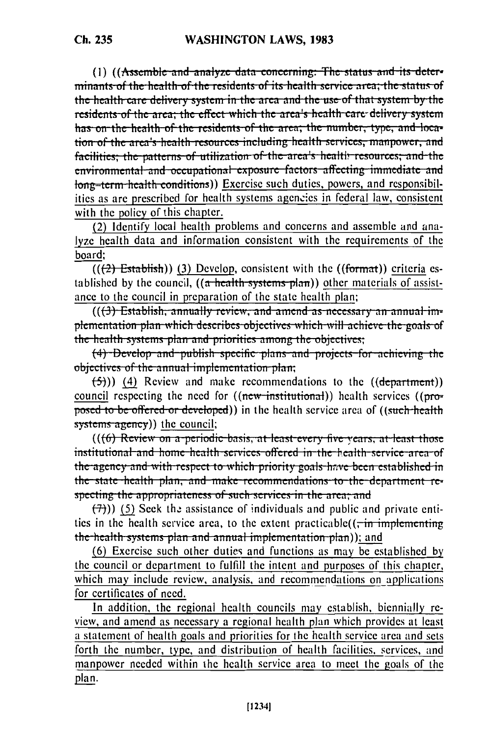(1) ((~~Assemble and analyze data concerning: The status and its determinants of the health of the residents of its health service area; the status of the health care delivery system in the area and the use of that system by the residents of the area; the effect which the area's health care delivery system has on the health of the residents of the area; the number, type, and location of the area's health resources including health services, manpower, and facilities; the patterns of utilization of the area's health resources; and the environmental and occupational exposure factors affecting immediate and long-term health conditions~~)) Exercise such duties, powers, and responsibilities as are prescribed for health systems agencies in federal law, consistent with the policy of this chapter.

(2) Identify local health problems and concerns and assemble and analyze health data and information consistent with the requirements of the board;

((~~(2) Establish~~)) (3) Develop, consistent with the ((~~format~~)) criteria established by the council, ((~~a health systems plan~~)) other materials of assistance to the council in preparation of the state health plan;

((~~(3) Establish, annually review, and amend as necessary an annual implementation plan which describes objectives which will achieve the goals of the health systems plan and priorities among the objectives;~~

~~(4) Develop and publish specific plans and projects for achieving the objectives of the annual implementation plan;~~

~~(5)~~)) (4) Review and make recommendations to the ((~~department~~)) council respecting the need for ((~~new institutional~~)) health services ((~~proposed to be offered or developed~~)) in the health service area of ((~~such health systems agency~~)) the council;

((~~(6) Review on a periodic basis, at least every five years, at least those institutional and home health services offered in the health service area of the agency and with respect to which priority goals have been established in the state health plan, and make recommendations to the department respecting the appropriateness of such services in the area; and~~

~~(7)~~)) (5) Seek the assistance of individuals and public and private entities in the health service area, to the extent practicable((~~, in implementing the health systems plan and annual implementation plan~~)); and

(6) Exercise such other duties and functions as may be established by the council or department to fulfill the intent and purposes of this chapter, which may include review, analysis, and recommendations on applications for certificates of need.

In addition, the regional health councils may establish, biennially review, and amend as necessary a regional health plan which provides at least a statement of health goals and priorities for the health service area and sets forth the number, type, and distribution of health facilities, services, and manpower needed within the health service area to meet the goals of the plan.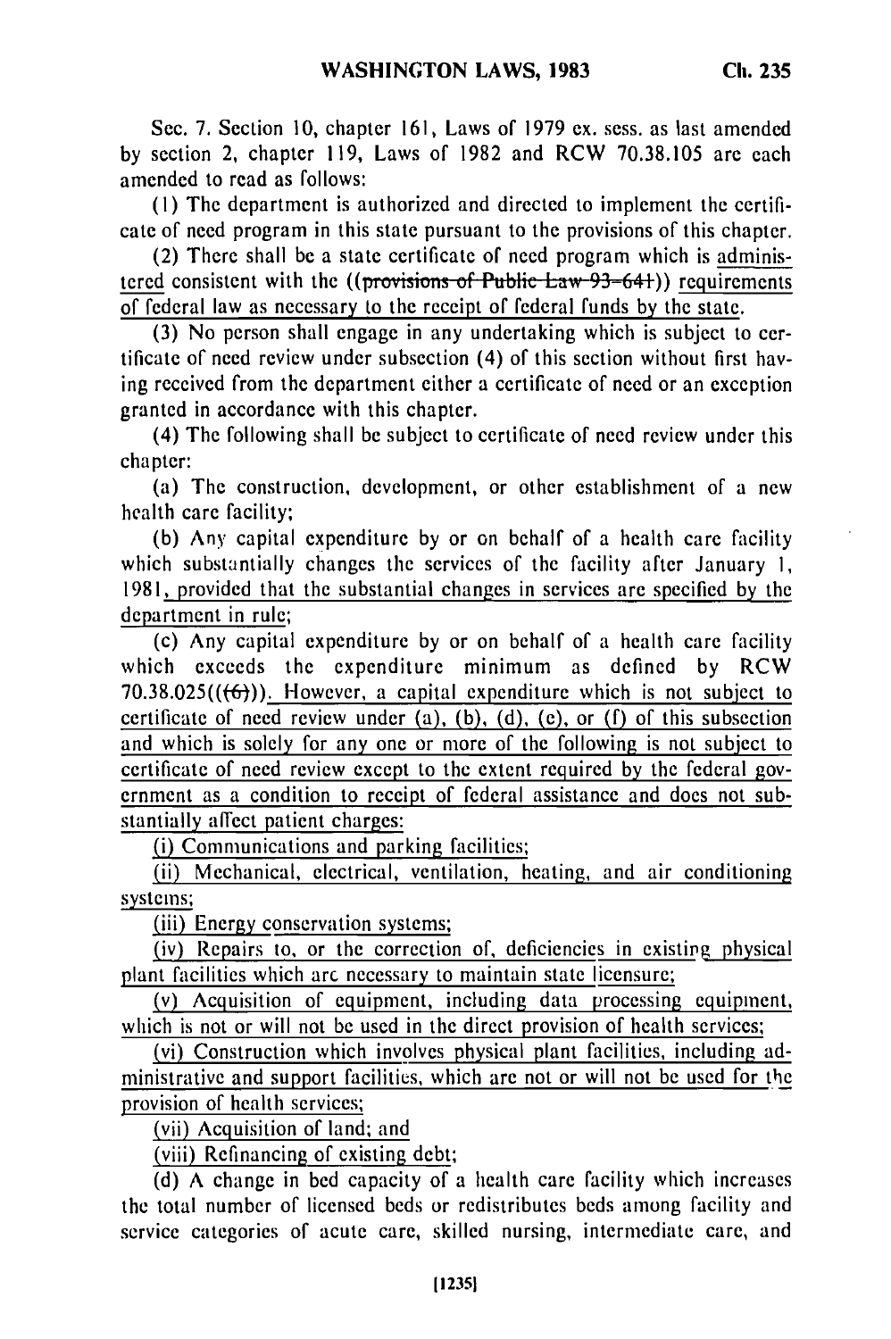Sec. 7. Section 10, chapter 161, Laws of 1979 ex. sess. as last amended by section 2, chapter 119, Laws of 1982 and RCW 70.38.105 are each amended to read as follows:

(1) The department is authorized and directed to implement the certificate of need program in this state pursuant to the provisions of this chapter.

(2) There shall be a state certificate of need program which is administered consistent with the ((~~provisions of Public Law 93-641~~)) requirements of federal law as necessary to the receipt of federal funds by the state.

(3) No person shall engage in any undertaking which is subject to certificate of need review under subsection (4) of this section without first having received from the department either a certificate of need or an exception granted in accordance with this chapter.

(4) The following shall be subject to certificate of need review under this chapter:

(a) The construction, development, or other establishment of a new health care facility;

(b) Any capital expenditure by or on behalf of a health care facility which substantially changes the services of the facility after January 1, 1981, provided that the substantial changes in services are specified by the department in rule;

(c) Any capital expenditure by or on behalf of a health care facility which exceeds the expenditure minimum as defined by RCW 70.38.025((~~(6)~~)). However, a capital expenditure which is not subject to certificate of need review under (a), (b), (d), (e), or (f) of this subsection and which is solely for any one or more of the following is not subject to certificate of need review except to the extent required by the federal government as a condition to receipt of federal assistance and does not substantially affect patient charges:

(i) Communications and parking facilities;

(ii) Mechanical, electrical, ventilation, heating, and air conditioning systems;

(iii) Energy conservation systems;

(iv) Repairs to, or the correction of, deficiencies in existing physical plant facilities which are necessary to maintain state licensure;

(v) Acquisition of equipment, including data processing equipment, which is not or will not be used in the direct provision of health services;

(vi) Construction which involves physical plant facilities, including administrative and support facilities, which are not or will not be used for the provision of health services;

(vii) Acquisition of land; and

(viii) Refinancing of existing debt;

(d) A change in bed capacity of a health care facility which increases the total number of licensed beds or redistributes beds among facility and service categories of acute care, skilled nursing, intermediate care, and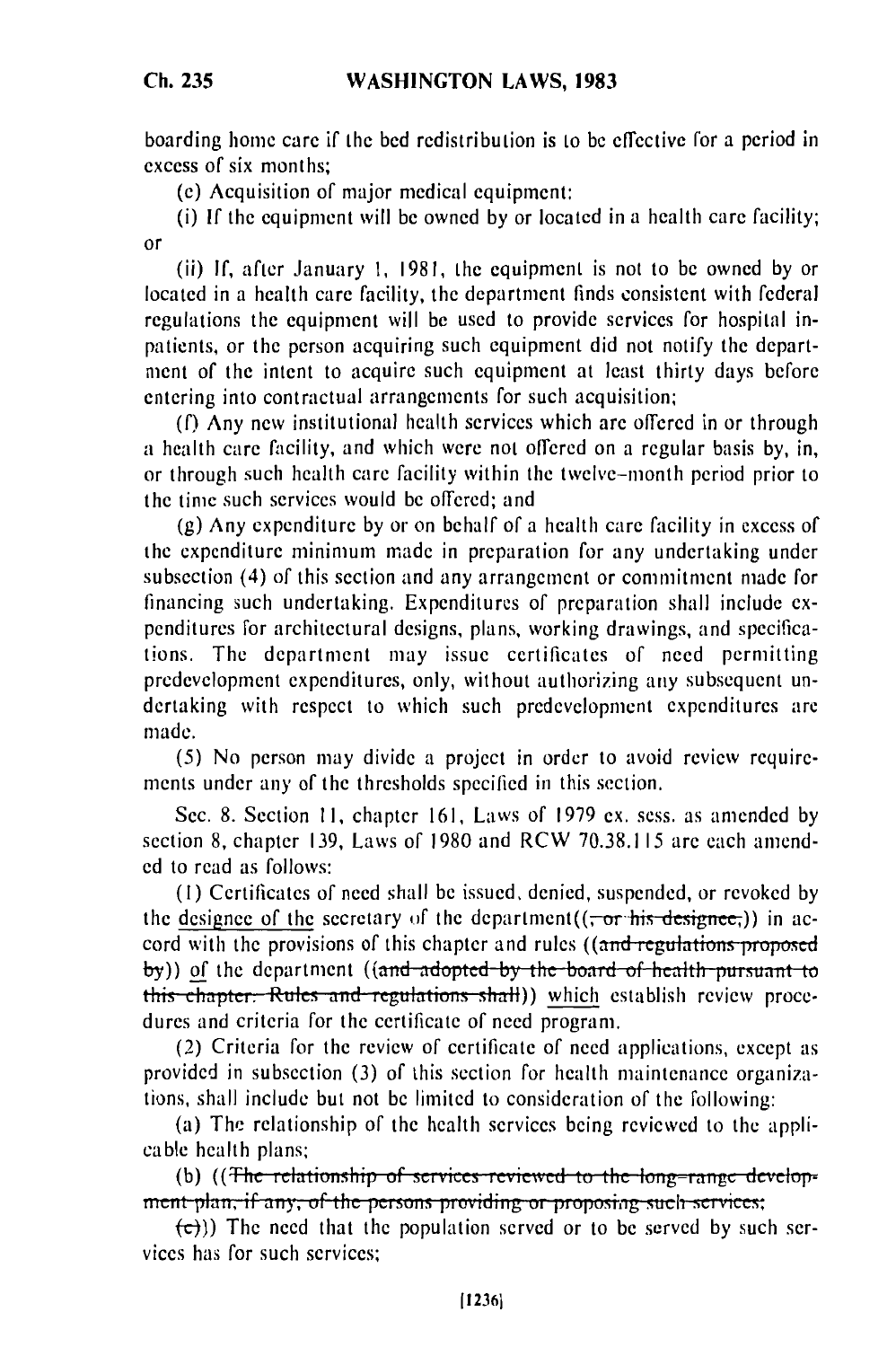boarding home care if the bed redistribution is to be effective for a period in excess of six months;

(e) Acquisition of major medical equipment:

(i) If the equipment will be owned by or located in a health care facility; or

(ii) If, after January 1, 1981, the equipment is not to be owned by or located in a health care facility, the department finds consistent with federal regulations the equipment will be used to provide services for hospital inpatients, or the person acquiring such equipment did not notify the department of the intent to acquire such equipment at least thirty days before entering into contractual arrangements for such acquisition;

(f) Any new institutional health services which are offered in or through a health care facility, and which were not offered on a regular basis by, in, or through such health care facility within the twelve-month period prior to the time such services would be offered; and

(g) Any expenditure by or on behalf of a health care facility in excess of the expenditure minimum made in preparation for any undertaking under subsection (4) of this section and any arrangement or commitment made for financing such undertaking. Expenditures of preparation shall include expenditures for architectural designs, plans, working drawings, and specifications. The department may issue certificates of need permitting predevelopment expenditures, only, without authorizing any subsequent undertaking with respect to which such predevelopment expenditures are made.

(5) No person may divide a project in order to avoid review requirements under any of the thresholds specified in this section.

Sec. 8. Section 11, chapter 161, Laws of 1979 ex. sess. as amended by section 8, chapter 139, Laws of 1980 and RCW 70.38.115 are each amended to read as follows:

(1) Certificates of need shall be issued, denied, suspended, or revoked by the designee of the secretary of the department((~~, or his designee,~~)) in accord with the provisions of this chapter and rules ((~~and regulations proposed by~~)) of the department ((~~and adopted by the board of health pursuant to this chapter. Rules and regulations shall~~)) which establish review procedures and criteria for the certificate of need program.

(2) Criteria for the review of certificate of need applications, except as provided in subsection (3) of this section for health maintenance organizations, shall include but not be limited to consideration of the following:

(a) The relationship of the health services being reviewed to the applicable health plans;

(b) ((~~The relationship of services reviewed to the long-range development plan, if any, of the persons providing or proposing such services;~~

~~(c)~~)) The need that the population served or to be served by such services has for such services;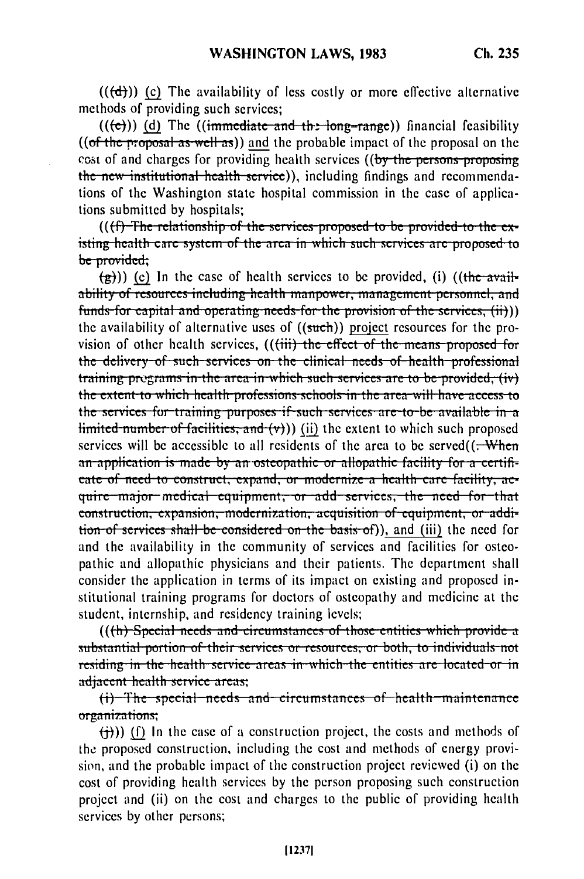(((d))) (c) The availability of less costly or more effective alternative methods of providing such services;

(((e))) (d) The ((~~immediate and the long-range~~)) financial feasibility ((~~of the proposal as well as~~)) and the probable impact of the proposal on the cost of and charges for providing health services ((~~by the persons proposing the new institutional health service~~)), including findings and recommendations of the Washington state hospital commission in the case of applications submitted by hospitals;

(((~~f) The relationship of the services proposed to be provided to the existing health care system of the area in which such services are proposed to be provided;~~

~~(g~~))) (e) In the case of health services to be provided, (i) ((~~the availability of resources including health manpower, management personnel, and funds for capital and operating needs for the provision of the services, (ii)~~)) the availability of alternative uses of ((~~such~~)) project resources for the provision of other health services, (((~~iii) the effect of the means proposed for the delivery of such services on the clinical needs of health professional training programs in the area in which such services are to be provided, (iv) the extent to which health professions schools in the area will have access to the services for training purposes if such services are to be available in a limited number of facilities, and (v~~))) (ii) the extent to which such proposed services will be accessible to all residents of the area to be served((~~. When an application is made by an osteopathic or allopathic facility for a certificate of need to construct, expand, or modernize a health care facility, acquire major medical equipment, or add services, the need for that construction, expansion, modernization, acquisition of equipment, or addition of services shall be considered on the basis of~~)), and (iii) the need for and the availability in the community of services and facilities for osteopathic and allopathic physicians and their patients. The department shall consider the application in terms of its impact on existing and proposed institutional training programs for doctors of osteopathy and medicine at the student, internship, and residency training levels;

(((~~h) Special needs and circumstances of those entities which provide a substantial portion of their services or resources, or both, to individuals not residing in the health service areas in which the entities are located or in adjacent health service areas;~~

~~(i) The special needs and circumstances of health maintenance organizations;~~

~~(j~~))) (f) In the case of a construction project, the costs and methods of the proposed construction, including the cost and methods of energy provision, and the probable impact of the construction project reviewed (i) on the cost of providing health services by the person proposing such construction project and (ii) on the cost and charges to the public of providing health services by other persons;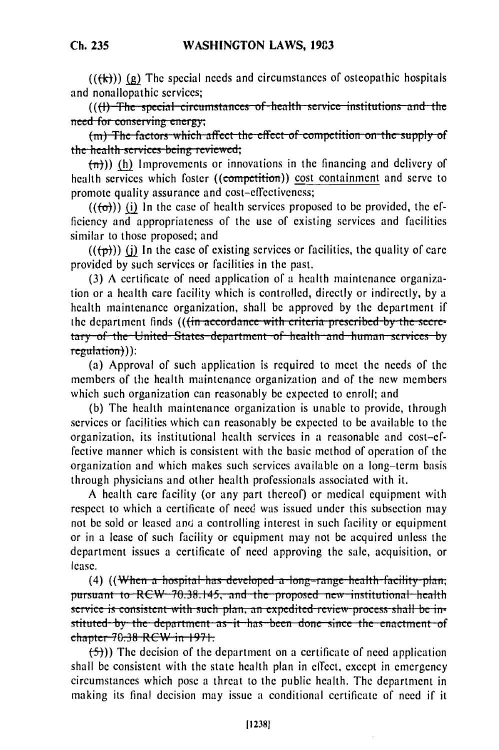((~~(k)~~)) (g) The special needs and circumstances of osteopathic hospitals and nonallopathic services;

((~~(l) The special circumstances of health service institutions and the need for conserving energy;~~

~~(m) The factors which affect the effect of competition on the supply of the health services being reviewed;~~

~~(n)~~)) (h) Improvements or innovations in the financing and delivery of health services which foster ((~~competition~~)) cost containment and serve to promote quality assurance and cost-effectiveness;

((~~(o)~~)) (i) In the case of health services proposed to be provided, the efficiency and appropriateness of the use of existing services and facilities similar to those proposed; and

((~~(p)~~)) (j) In the case of existing services or facilities, the quality of care provided by such services or facilities in the past.

(3) A certificate of need application of a health maintenance organization or a health care facility which is controlled, directly or indirectly, by a health maintenance organization, shall be approved by the department if the department finds ((~~(in accordance with criteria prescribed by the secretary of the United States department of health and human services by regulation)~~)):

(a) Approval of such application is required to meet the needs of the members of the health maintenance organization and of the new members which such organization can reasonably be expected to enroll; and

(b) The health maintenance organization is unable to provide, through services or facilities which can reasonably be expected to be available to the organization, its institutional health services in a reasonable and cost-effective manner which is consistent with the basic method of operation of the organization and which makes such services available on a long-term basis through physicians and other health professionals associated with it.

A health care facility (or any part thereof) or medical equipment with respect to which a certificate of need was issued under this subsection may not be sold or leased and a controlling interest in such facility or equipment or in a lease of such facility or equipment may not be acquired unless the department issues a certificate of need approving the sale, acquisition, or lease.

(4) ((~~When a hospital has developed a long-range health facility plan, pursuant to RCW 70.38.145, and the proposed new institutional health service is consistent with such plan, an expedited review process shall be instituted by the department as it has been done since the enactment of chapter 70.38 RCW in 1971.~~

~~(5)~~)) The decision of the department on a certificate of need application shall be consistent with the state health plan in effect, except in emergency circumstances which pose a threat to the public health. The department in making its final decision may issue a conditional certificate of need if it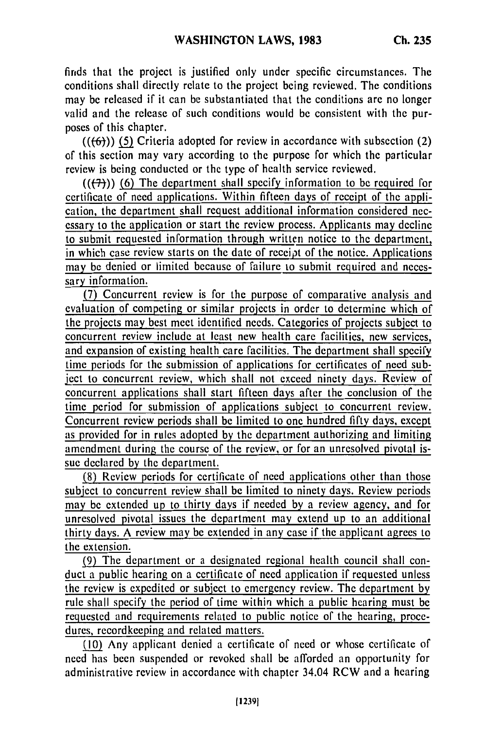finds that the project is justified only under specific circumstances. The conditions shall directly relate to the project being reviewed. The conditions may be released if it can be substantiated that the conditions are no longer valid and the release of such conditions would be consistent with the purposes of this chapter.

((~~(6)~~)) (5) Criteria adopted for review in accordance with subsection (2) of this section may vary according to the purpose for which the particular review is being conducted or the type of health service reviewed.

((~~(7)~~)) (6) The department shall specify information to be required for certificate of need applications. Within fifteen days of receipt of the application, the department shall request additional information considered necessary to the application or start the review process. Applicants may decline to submit requested information through written notice to the department, in which case review starts on the date of receipt of the notice. Applications may be denied or limited because of failure to submit required and necessary information.

(7) Concurrent review is for the purpose of comparative analysis and evaluation of competing or similar projects in order to determine which of the projects may best meet identified needs. Categories of projects subject to concurrent review include at least new health care facilities, new services, and expansion of existing health care facilities. The department shall specify time periods for the submission of applications for certificates of need subject to concurrent review, which shall not exceed ninety days. Review of concurrent applications shall start fifteen days after the conclusion of the time period for submission of applications subject to concurrent review. Concurrent review periods shall be limited to one hundred fifty days, except as provided for in rules adopted by the department authorizing and limiting amendment during the course of the review, or for an unresolved pivotal issue declared by the department.

(8) Review periods for certificate of need applications other than those subject to concurrent review shall be limited to ninety days. Review periods may be extended up to thirty days if needed by a review agency, and for unresolved pivotal issues the department may extend up to an additional thirty days. A review may be extended in any case if the applicant agrees to the extension.

(9) The department or a designated regional health council shall conduct a public hearing on a certificate of need application if requested unless the review is expedited or subject to emergency review. The department by rule shall specify the period of time within which a public hearing must be requested and requirements related to public notice of the hearing, procedures, recordkeeping and related matters.

(10) Any applicant denied a certificate of need or whose certificate of need has been suspended or revoked shall be afforded an opportunity for administrative review in accordance with chapter 34.04 RCW and a hearing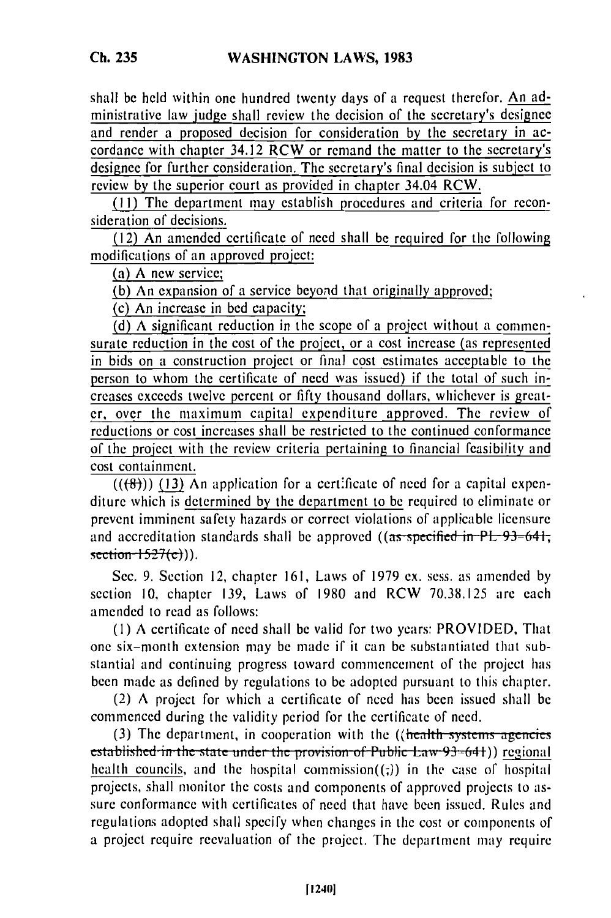shall be held within one hundred twenty days of a request therefor. An administrative law judge shall review the decision of the secretary's designee and render a proposed decision for consideration by the secretary in accordance with chapter 34.12 RCW or remand the matter to the secretary's designee for further consideration. The secretary's final decision is subject to review by the superior court as provided in chapter 34.04 RCW.

(11) The department may establish procedures and criteria for reconsideration of decisions.

(12) An amended certificate of need shall be required for the following modifications of an approved project:

(a) A new service;

(b) An expansion of a service beyond that originally approved;

(c) An increase in bed capacity;

(d) A significant reduction in the scope of a project without a commensurate reduction in the cost of the project, or a cost increase (as represented in bids on a construction project or final cost estimates acceptable to the person to whom the certificate of need was issued) if the total of such increases exceeds twelve percent or fifty thousand dollars, whichever is greater, over the maximum capital expenditure approved. The review of reductions or cost increases shall be restricted to the continued conformance of the project with the review criteria pertaining to financial feasibility and cost containment.

(((8))) (13) An application for a certificate of need for a capital expenditure which is determined by the department to be required to eliminate or prevent imminent safety hazards or correct violations of applicable licensure and accreditation standards shall be approved ((as specified in PL 93-641, section 1527(c))).

Sec. 9. Section 12, chapter 161, Laws of 1979 ex. sess. as amended by section 10, chapter 139, Laws of 1980 and RCW 70.38.125 are each amended to read as follows:

(1) A certificate of need shall be valid for two years: PROVIDED, That one six-month extension may be made if it can be substantiated that substantial and continuing progress toward commencement of the project has been made as defined by regulations to be adopted pursuant to this chapter.

(2) A project for which a certificate of need has been issued shall be commenced during the validity period for the certificate of need.

(3) The department, in cooperation with the ((health systems agencies established in the state under the provision of Public Law 93-641)) regional health councils, and the hospital commission((;)) in the case of hospital projects, shall monitor the costs and components of approved projects to assure conformance with certificates of need that have been issued. Rules and regulations adopted shall specify when changes in the cost or components of a project require reevaluation of the project. The department may require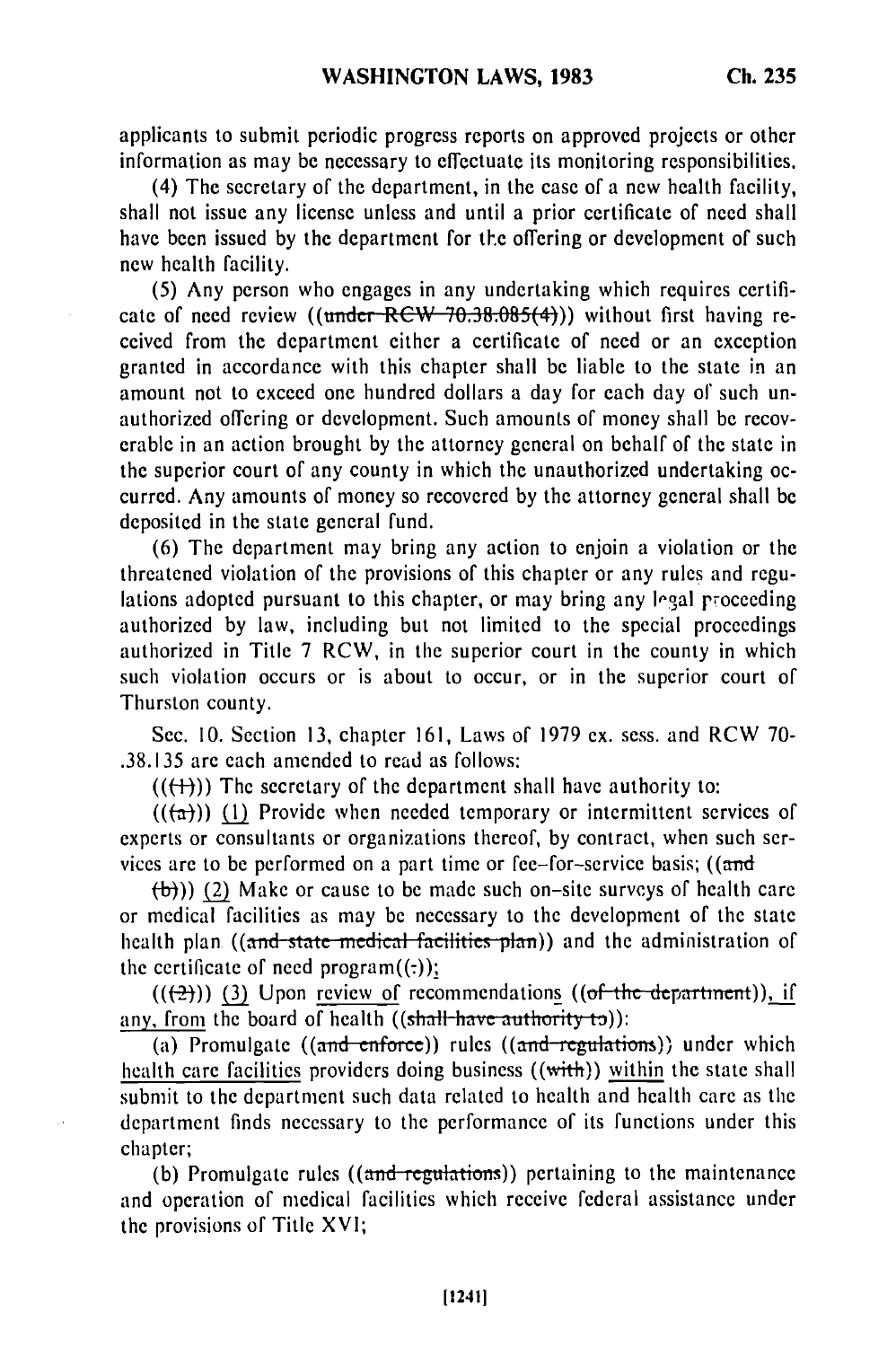applicants to submit periodic progress reports on approved projects or other information as may be necessary to effectuate its monitoring responsibilities.

(4) The secretary of the department, in the case of a new health facility, shall not issue any license unless and until a prior certificate of need shall have been issued by the department for the offering or development of such new health facility.

(5) Any person who engages in any undertaking which requires certificate of need review ((~~under RCW 70.38.085(4)~~)) without first having received from the department either a certificate of need or an exception granted in accordance with this chapter shall be liable to the state in an amount not to exceed one hundred dollars a day for each day of such unauthorized offering or development. Such amounts of money shall be recoverable in an action brought by the attorney general on behalf of the state in the superior court of any county in which the unauthorized undertaking occurred. Any amounts of money so recovered by the attorney general shall be deposited in the state general fund.

(6) The department may bring any action to enjoin a violation or the threatened violation of the provisions of this chapter or any rules and regulations adopted pursuant to this chapter, or may bring any legal proceeding authorized by law, including but not limited to the special proceedings authorized in Title 7 RCW, in the superior court in the county in which such violation occurs or is about to occur, or in the superior court of Thurston county.

Sec. 10. Section 13, chapter 161, Laws of 1979 ex. sess. and RCW 70-.38.135 are each amended to read as follows:

((~~(1)~~)) The secretary of the department shall have authority to:

((~~(a)~~)) (1) Provide when needed temporary or intermittent services of experts or consultants or organizations thereof, by contract, when such services are to be performed on a part time or fee-for-service basis; ((~~and~~

~~(b)~~)) (2) Make or cause to be made such on-site surveys of health care or medical facilities as may be necessary to the development of the state health plan ((~~and state medical facilities plan~~)) and the administration of the certificate of need program((~~:~~));

((~~(2)~~)) (3) Upon review of recommendations ((~~of the department~~)), if any, from the board of health ((~~shall have authority to~~)):

(a) Promulgate ((~~and enforce~~)) rules ((~~and regulations~~)) under which health care facilities providers doing business ((~~with~~)) within the state shall submit to the department such data related to health and health care as the department finds necessary to the performance of its functions under this chapter;

(b) Promulgate rules ((~~and regulations~~)) pertaining to the maintenance and operation of medical facilities which receive federal assistance under the provisions of Title XVI;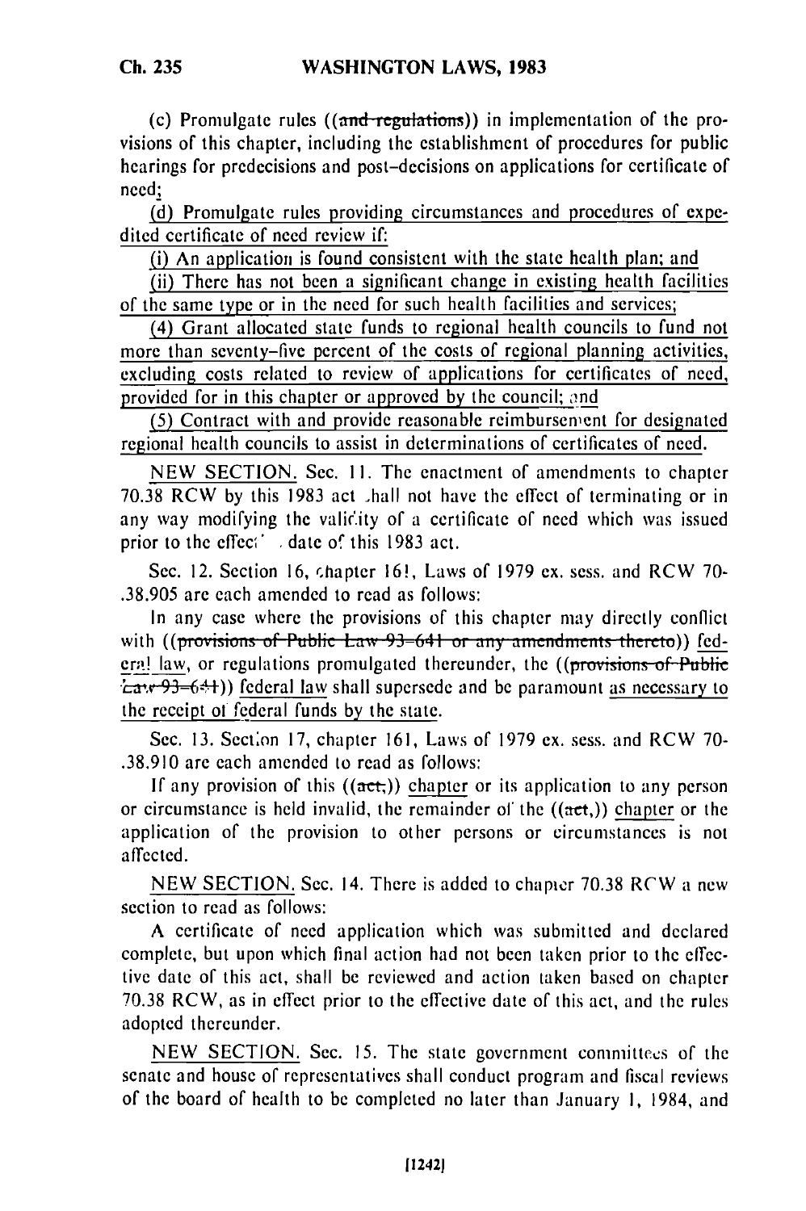(c) Promulgate rules ((and regulations)) in implementation of the provisions of this chapter, including the establishment of procedures for public hearings for predecisions and post-decisions on applications for certificate of need;

(d) Promulgate rules providing circumstances and procedures of expedited certificate of need review if:

(i) An application is found consistent with the state health plan; and

(ii) There has not been a significant change in existing health facilities of the same type or in the need for such health facilities and services;

(4) Grant allocated state funds to regional health councils to fund not more than seventy-five percent of the costs of regional planning activities, excluding costs related to review of applications for certificates of need, provided for in this chapter or approved by the council; and

(5) Contract with and provide reasonable reimbursement for designated regional health councils to assist in determinations of certificates of need.

NEW SECTION. Sec. 11. The enactment of amendments to chapter 70.38 RCW by this 1983 act shall not have the effect of terminating or in any way modifying the validity of a certificate of need which was issued prior to the effective date of this 1983 act.

Sec. 12. Section 16, chapter 161, Laws of 1979 ex. sess. and RCW 70-.38.905 are each amended to read as follows:

In any case where the provisions of this chapter may directly conflict with ((provisions of Public Law 93-641 or any amendments thereto)) federal law, or regulations promulgated thereunder, the ((provisions of Public Law 93-641)) federal law shall supersede and be paramount as necessary to the receipt of federal funds by the state.

Sec. 13. Section 17, chapter 161, Laws of 1979 ex. sess. and RCW 70-.38.910 are each amended to read as follows:

If any provision of this ((act,)) chapter or its application to any person or circumstance is held invalid, the remainder of the ((act,)) chapter or the application of the provision to other persons or circumstances is not affected.

NEW SECTION. Sec. 14. There is added to chapter 70.38 RCW a new section to read as follows:

A certificate of need application which was submitted and declared complete, but upon which final action had not been taken prior to the effective date of this act, shall be reviewed and action taken based on chapter 70.38 RCW, as in effect prior to the effective date of this act, and the rules adopted thereunder.

NEW SECTION. Sec. 15. The state government committees of the senate and house of representatives shall conduct program and fiscal reviews of the board of health to be completed no later than January 1, 1984, and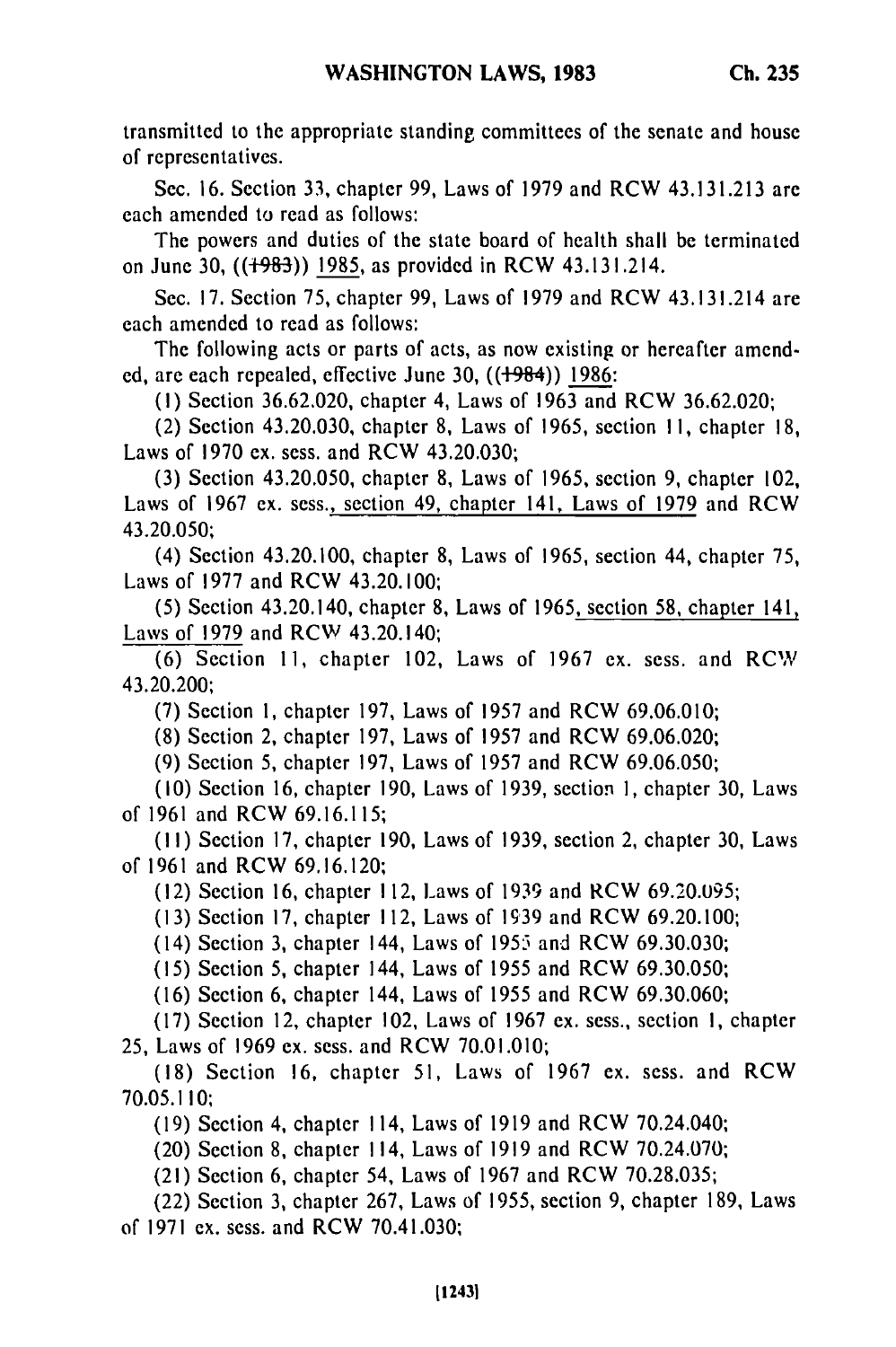transmitted to the appropriate standing committees of the senate and house of representatives.

Sec. 16. Section 33, chapter 99, Laws of 1979 and RCW 43.131.213 are each amended to read as follows:

The powers and duties of the state board of health shall be terminated on June 30, ((~~1983~~)) 1985, as provided in RCW 43.131.214.

Sec. 17. Section 75, chapter 99, Laws of 1979 and RCW 43.131.214 are each amended to read as follows:

The following acts or parts of acts, as now existing or hereafter amended, are each repealed, effective June 30, ((~~1984~~)) 1986:

(1) Section 36.62.020, chapter 4, Laws of 1963 and RCW 36.62.020;

(2) Section 43.20.030, chapter 8, Laws of 1965, section 11, chapter 18, Laws of 1970 ex. sess. and RCW 43.20.030;

(3) Section 43.20.050, chapter 8, Laws of 1965, section 9, chapter 102, Laws of 1967 ex. sess., section 49, chapter 141, Laws of 1979 and RCW 43.20.050;

(4) Section 43.20.100, chapter 8, Laws of 1965, section 44, chapter 75, Laws of 1977 and RCW 43.20.100;

(5) Section 43.20.140, chapter 8, Laws of 1965, section 58, chapter 141, Laws of 1979 and RCW 43.20.140;

(6) Section 11, chapter 102, Laws of 1967 ex. sess. and RCW 43.20.200;

(7) Section 1, chapter 197, Laws of 1957 and RCW 69.06.010;

(8) Section 2, chapter 197, Laws of 1957 and RCW 69.06.020;

(9) Section 5, chapter 197, Laws of 1957 and RCW 69.06.050;

(10) Section 16, chapter 190, Laws of 1939, section 1, chapter 30, Laws of 1961 and RCW 69.16.115;

(11) Section 17, chapter 190, Laws of 1939, section 2, chapter 30, Laws of 1961 and RCW 69.16.120;

(12) Section 16, chapter 112, Laws of 1939 and RCW 69.20.095;

(13) Section 17, chapter 112, Laws of 1939 and RCW 69.20.100;

(14) Section 3, chapter 144, Laws of 1955 and RCW 69.30.030;

(15) Section 5, chapter 144, Laws of 1955 and RCW 69.30.050;

(16) Section 6, chapter 144, Laws of 1955 and RCW 69.30.060;

(17) Section 12, chapter 102, Laws of 1967 ex. sess., section 1, chapter 25, Laws of 1969 ex. sess. and RCW 70.01.010;

(18) Section 16, chapter 51, Laws of 1967 ex. sess. and RCW 70.05.110;

(19) Section 4, chapter 114, Laws of 1919 and RCW 70.24.040;

(20) Section 8, chapter 114, Laws of 1919 and RCW 70.24.070;

(21) Section 6, chapter 54, Laws of 1967 and RCW 70.28.035;

(22) Section 3, chapter 267, Laws of 1955, section 9, chapter 189, Laws of 1971 ex. sess. and RCW 70.41.030;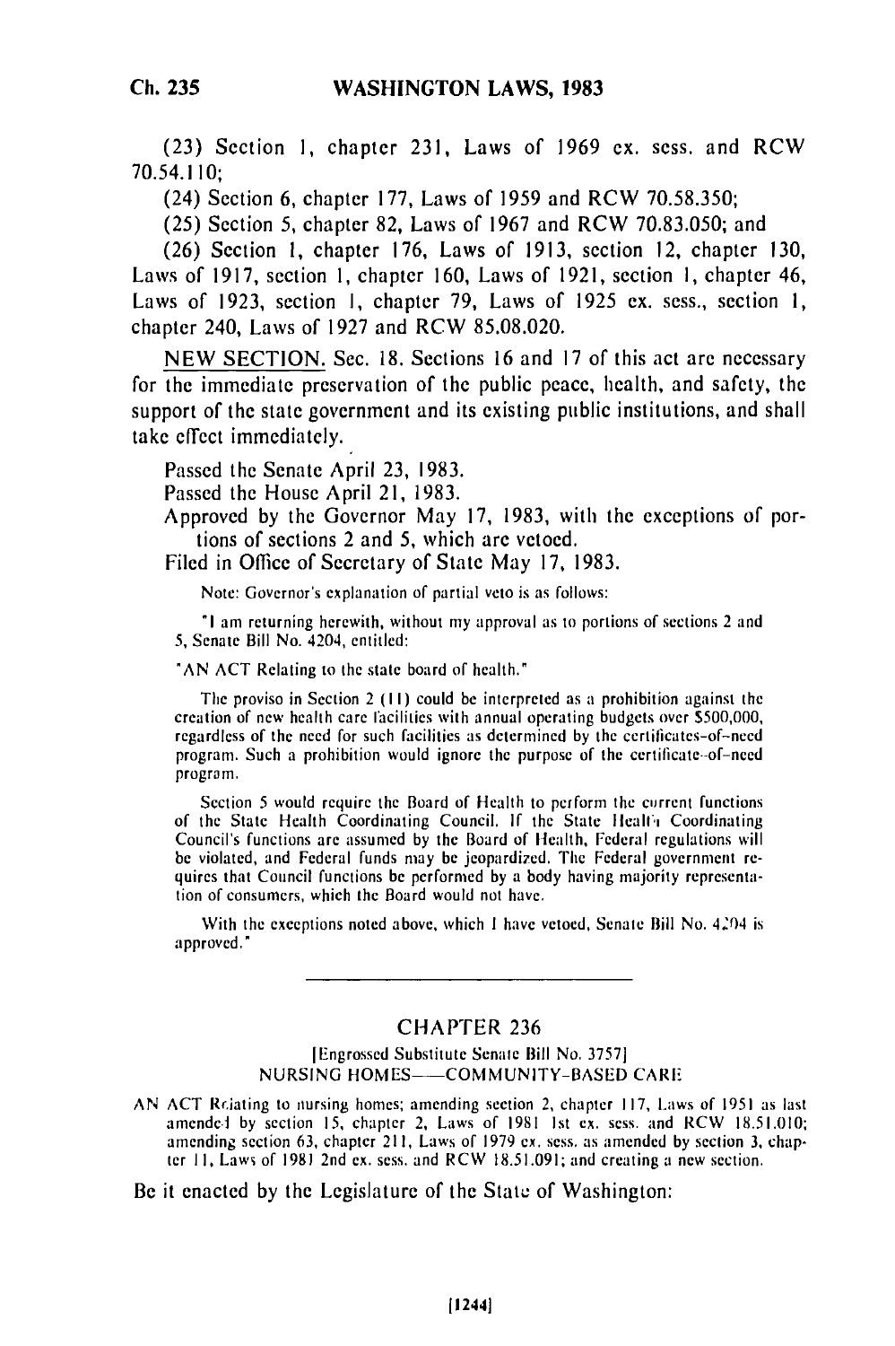(23) Section 1, chapter 231, Laws of 1969 ex. sess. and RCW 70.54.110;

(24) Section 6, chapter 177, Laws of 1959 and RCW 70.58.350;

(25) Section 5, chapter 82, Laws of 1967 and RCW 70.83.050; and

(26) Section 1, chapter 176, Laws of 1913, section 12, chapter 130, Laws of 1917, section 1, chapter 160, Laws of 1921, section 1, chapter 46, Laws of 1923, section 1, chapter 79, Laws of 1925 ex. sess., section 1, chapter 240, Laws of 1927 and RCW 85.08.020.

NEW SECTION. Sec. 18. Sections 16 and 17 of this act are necessary for the immediate preservation of the public peace, health, and safety, the support of the state government and its existing public institutions, and shall take effect immediately.

Passed the Senate April 23, 1983.
Passed the House April 21, 1983.
Approved by the Governor May 17, 1983, with the exceptions of portions of sections 2 and 5, which are vetoed.
Filed in Office of Secretary of State May 17, 1983.

Note: Governor's explanation of partial veto is as follows:

"I am returning herewith, without my approval as to portions of sections 2 and 5, Senate Bill No. 4204, entitled:

"AN ACT Relating to the state board of health."

The proviso in Section 2 (11) could be interpreted as a prohibition against the creation of new health care facilities with annual operating budgets over $500,000, regardless of the need for such facilities as determined by the certificates-of-need program. Such a prohibition would ignore the purpose of the certificate-of-need program.

Section 5 would require the Board of Health to perform the current functions of the State Health Coordinating Council. If the State Health Coordinating Council's functions are assumed by the Board of Health, Federal regulations will be violated, and Federal funds may be jeopardized. The Federal government requires that Council functions be performed by a body having majority representation of consumers, which the Board would not have.

With the exceptions noted above, which I have vetoed, Senate Bill No. 4204 is approved."

---

## CHAPTER 236

[Engrossed Substitute Senate Bill No. 3757]
NURSING HOMES—COMMUNITY-BASED CARE

AN ACT Relating to nursing homes; amending section 2, chapter 117, Laws of 1951 as last amended by section 15, chapter 2, Laws of 1981 1st ex. sess. and RCW 18.51.010; amending section 63, chapter 211, Laws of 1979 ex. sess. as amended by section 3, chapter 11, Laws of 1981 2nd ex. sess. and RCW 18.51.091; and creating a new section.

Be it enacted by the Legislature of the State of Washington: